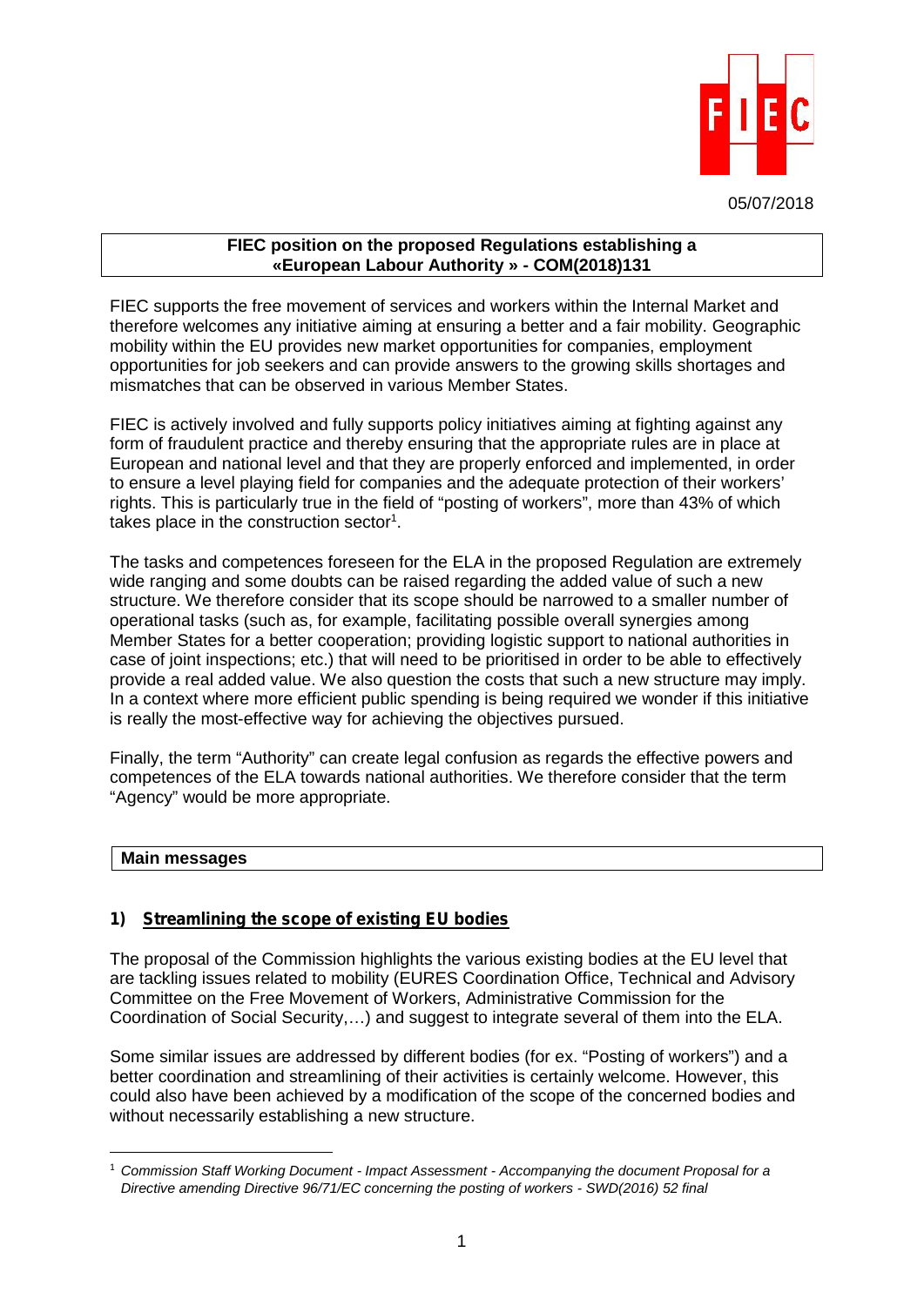05/07/2018

**FIEC position on the proposed Regulations establishing a «European Labour Authority » - COM(2018)131**

FIEC supports the free movement of services and workers within the Internal Market and therefore welcomes any initiative aiming at ensuring a better and a fair mobility. Geographic mobility within the EU provides new market opportunities for companies, employment opportunities for job seekers and can provide answers to the growing skills shortages and mismatches that can be observed in various Member States.

FIEC is actively involved and fully supports policy initiatives aiming at fighting against any form of fraudulent practice and thereby ensuring that the appropriate rules are in place at European and national level and that they are properly enforced and implemented, in order to ensure a level playing field for companies and the adequate protection of their workers' rights. This is particularly true in the field of "posting of workers", more than 43% of which takes place in the construction sector[1].

The tasks and competences foreseen for the ELA in the proposed Regulation are extremely wide ranging and some doubts can be raised regarding the added value of such a new structure. We therefore consider that its scope should be narrowed to a smaller number of operational tasks (such as, for example, facilitating possible overall synergies among Member States for a better cooperation; providing logistic support to national authorities in case of joint inspections; etc.) that will need to be prioritised in order to be able to effectively provide a real added value. We also question the costs that such a new structure may imply. In a context where more efficient public spending is being required we wonder if this initiative is really the most-effective way for achieving the objectives pursued.

Finally, the term "Authority" can create legal confusion as regards the effective powers and competences of the ELA towards national authorities. We therefore consider that the term "Agency" would be more appropriate.

## Main messages

### 1) Streamlining the scope of existing EU bodies

The proposal of the Commission highlights the various existing bodies at the EU level that are tackling issues related to mobility (EURES Coordination Office, Technical and Advisory Committee on the Free Movement of Workers, Administrative Commission for the Coordination of Social Security,…) and suggest to integrate several of them into the ELA.

Some similar issues are addressed by different bodies (for ex. "Posting of workers") and a better coordination and streamlining of their activities is certainly welcome. However, this could also have been achieved by a modification of the scope of the concerned bodies and without necessarily establishing a new structure.

[1] *Commission Staff Working Document - Impact Assessment - Accompanying the document Proposal for a Directive amending Directive 96/71/EC concerning the posting of workers - SWD(2016) 52 final*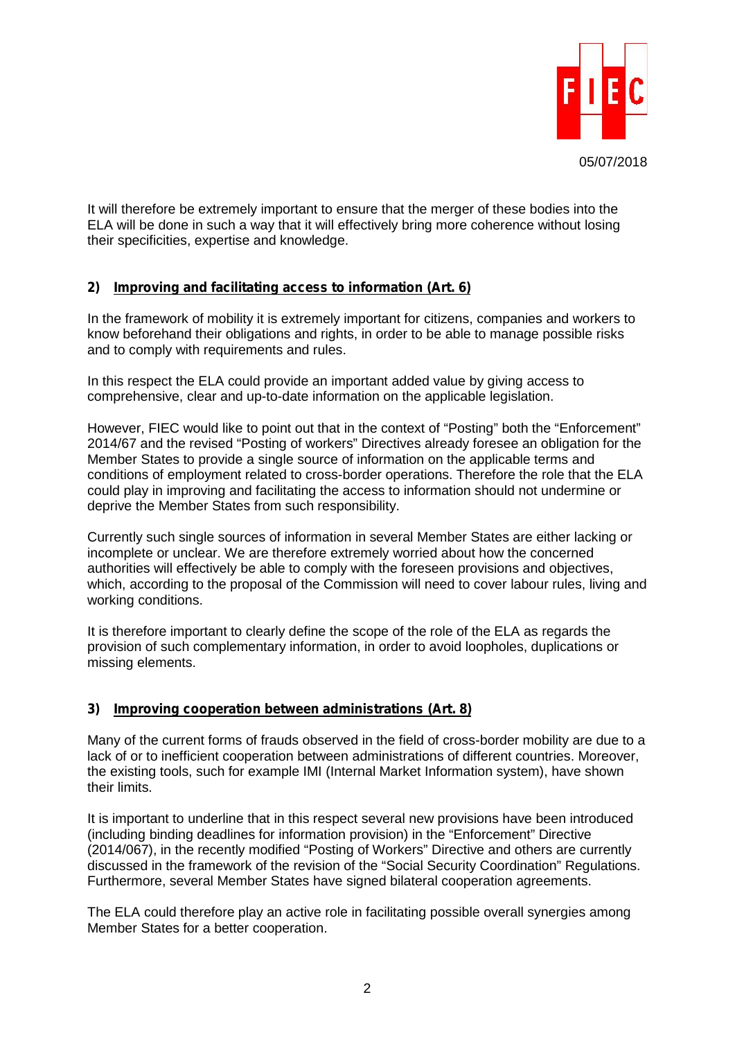It will therefore be extremely important to ensure that the merger of these bodies into the ELA will be done in such a way that it will effectively bring more coherence without losing their specificities, expertise and knowledge.

## 2) Improving and facilitating access to information (Art. 6)

In the framework of mobility it is extremely important for citizens, companies and workers to know beforehand their obligations and rights, in order to be able to manage possible risks and to comply with requirements and rules.

In this respect the ELA could provide an important added value by giving access to comprehensive, clear and up-to-date information on the applicable legislation.

However, FIEC would like to point out that in the context of "Posting" both the "Enforcement" 2014/67 and the revised "Posting of workers" Directives already foresee an obligation for the Member States to provide a single source of information on the applicable terms and conditions of employment related to cross-border operations. Therefore the role that the ELA could play in improving and facilitating the access to information should not undermine or deprive the Member States from such responsibility.

Currently such single sources of information in several Member States are either lacking or incomplete or unclear. We are therefore extremely worried about how the concerned authorities will effectively be able to comply with the foreseen provisions and objectives, which, according to the proposal of the Commission will need to cover labour rules, living and working conditions.

It is therefore important to clearly define the scope of the role of the ELA as regards the provision of such complementary information, in order to avoid loopholes, duplications or missing elements.

## 3) Improving cooperation between administrations (Art. 8)

Many of the current forms of frauds observed in the field of cross-border mobility are due to a lack of or to inefficient cooperation between administrations of different countries. Moreover, the existing tools, such for example IMI (Internal Market Information system), have shown their limits.

It is important to underline that in this respect several new provisions have been introduced (including binding deadlines for information provision) in the "Enforcement" Directive (2014/067), in the recently modified "Posting of Workers" Directive and others are currently discussed in the framework of the revision of the "Social Security Coordination" Regulations. Furthermore, several Member States have signed bilateral cooperation agreements.

The ELA could therefore play an active role in facilitating possible overall synergies among Member States for a better cooperation.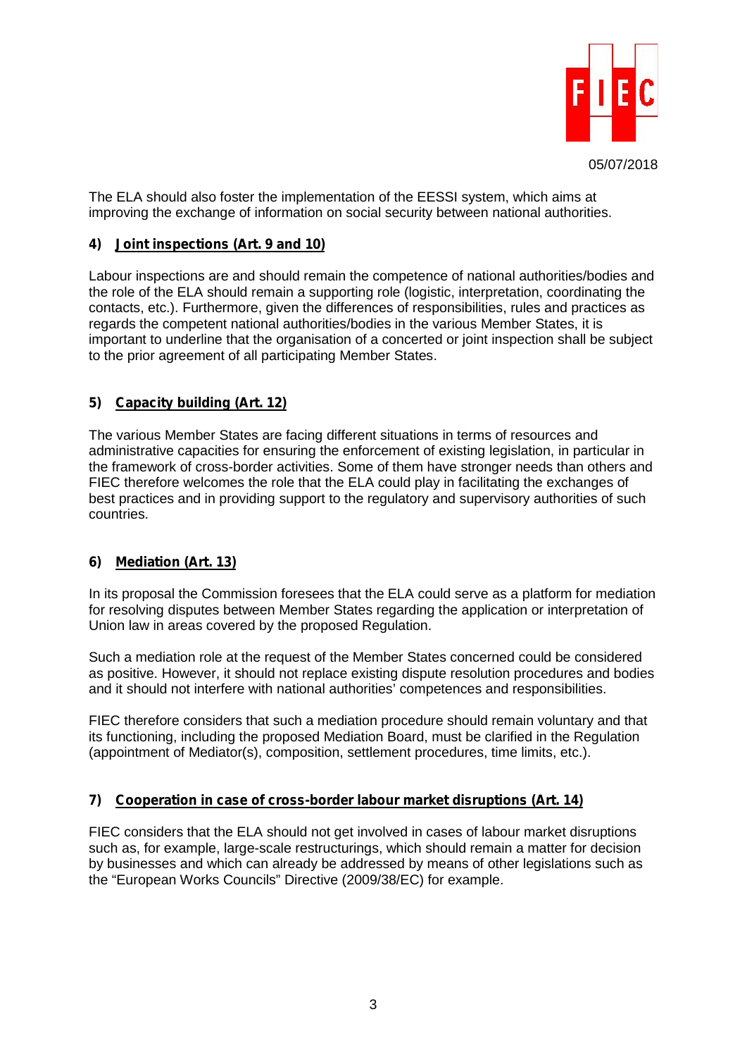The ELA should also foster the implementation of the EESSI system, which aims at improving the exchange of information on social security between national authorities.

### 4) Joint inspections (Art. 9 and 10)

Labour inspections are and should remain the competence of national authorities/bodies and the role of the ELA should remain a supporting role (logistic, interpretation, coordinating the contacts, etc.). Furthermore, given the differences of responsibilities, rules and practices as regards the competent national authorities/bodies in the various Member States, it is important to underline that the organisation of a concerted or joint inspection shall be subject to the prior agreement of all participating Member States.

### 5) Capacity building (Art. 12)

The various Member States are facing different situations in terms of resources and administrative capacities for ensuring the enforcement of existing legislation, in particular in the framework of cross-border activities. Some of them have stronger needs than others and FIEC therefore welcomes the role that the ELA could play in facilitating the exchanges of best practices and in providing support to the regulatory and supervisory authorities of such countries.

### 6) Mediation (Art. 13)

In its proposal the Commission foresees that the ELA could serve as a platform for mediation for resolving disputes between Member States regarding the application or interpretation of Union law in areas covered by the proposed Regulation.

Such a mediation role at the request of the Member States concerned could be considered as positive. However, it should not replace existing dispute resolution procedures and bodies and it should not interfere with national authorities' competences and responsibilities.

FIEC therefore considers that such a mediation procedure should remain voluntary and that its functioning, including the proposed Mediation Board, must be clarified in the Regulation (appointment of Mediator(s), composition, settlement procedures, time limits, etc.).

### 7) Cooperation in case of cross-border labour market disruptions (Art. 14)

FIEC considers that the ELA should not get involved in cases of labour market disruptions such as, for example, large-scale restructurings, which should remain a matter for decision by businesses and which can already be addressed by means of other legislations such as the "European Works Councils" Directive (2009/38/EC) for example.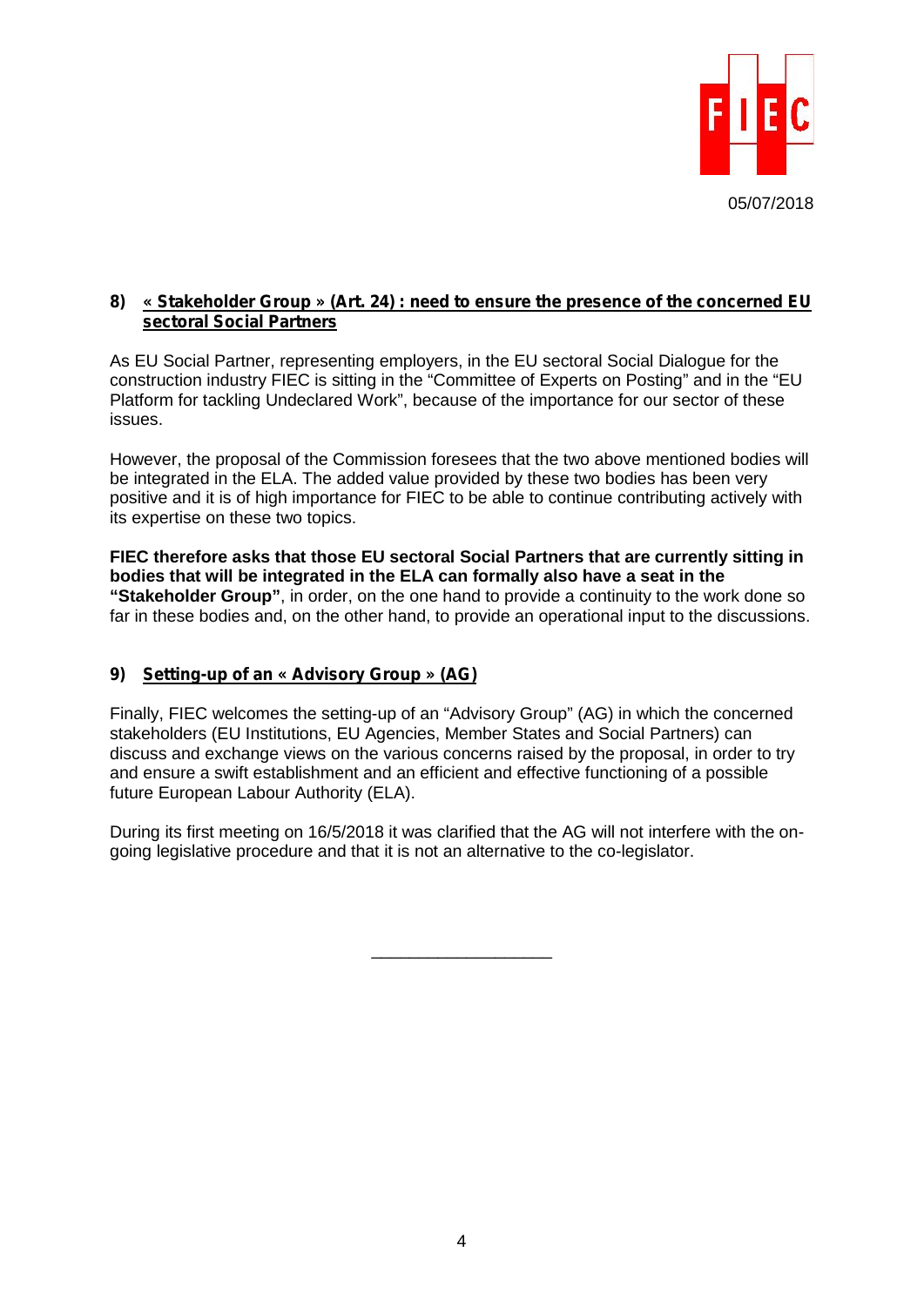05/07/2018

**8) « Stakeholder Group » (Art. 24) : need to ensure the presence of the concerned EU sectoral Social Partners**

As EU Social Partner, representing employers, in the EU sectoral Social Dialogue for the construction industry FIEC is sitting in the "Committee of Experts on Posting" and in the "EU Platform for tackling Undeclared Work", because of the importance for our sector of these issues.

However, the proposal of the Commission foresees that the two above mentioned bodies will be integrated in the ELA. The added value provided by these two bodies has been very positive and it is of high importance for FIEC to be able to continue contributing actively with its expertise on these two topics.

**FIEC therefore asks that those EU sectoral Social Partners that are currently sitting in bodies that will be integrated in the ELA can formally also have a seat in the "Stakeholder Group"**, in order, on the one hand to provide a continuity to the work done so far in these bodies and, on the other hand, to provide an operational input to the discussions.

**9) Setting-up of an « Advisory Group » (AG)**

Finally, FIEC welcomes the setting-up of an "Advisory Group" (AG) in which the concerned stakeholders (EU Institutions, EU Agencies, Member States and Social Partners) can discuss and exchange views on the various concerns raised by the proposal, in order to try and ensure a swift establishment and an efficient and effective functioning of a possible future European Labour Authority (ELA).

During its first meeting on 16/5/2018 it was clarified that the AG will not interfere with the on-going legislative procedure and that it is not an alternative to the co-legislator.

___________________